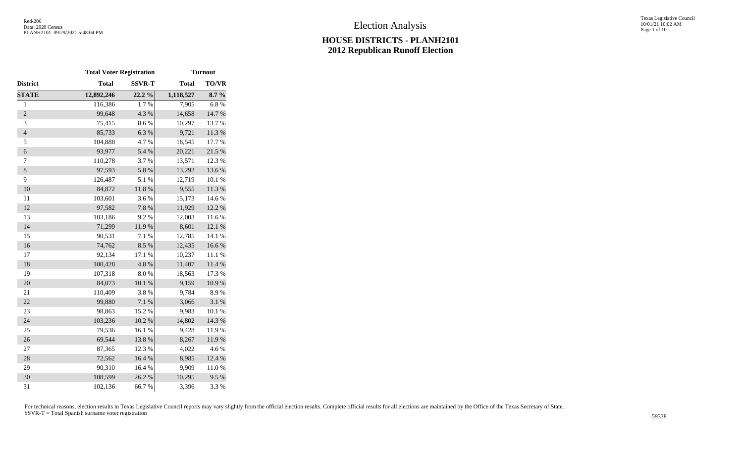# Election Analysis

## HOUSE DISTRICTS - PLANH2101
## 2012 Republican Runoff Election

| | Total Voter Registration | | Turnout | |
|---|---|---|---|---|
| **District** | **Total** | **SSVR-T** | **Total** | **TO/VR** |
| **STATE** | **12,892,246** | **22.2 %** | **1,118,527** | **8.7 %** |
| 1 | 116,386 | 1.7 % | 7,905 | 6.8 % |
| 2 | 99,648 | 4.3 % | 14,658 | 14.7 % |
| 3 | 75,415 | 8.6 % | 10,297 | 13.7 % |
| 4 | 85,733 | 6.3 % | 9,721 | 11.3 % |
| 5 | 104,888 | 4.7 % | 18,545 | 17.7 % |
| 6 | 93,977 | 5.4 % | 20,221 | 21.5 % |
| 7 | 110,278 | 3.7 % | 13,571 | 12.3 % |
| 8 | 97,593 | 5.8 % | 13,292 | 13.6 % |
| 9 | 126,487 | 5.1 % | 12,719 | 10.1 % |
| 10 | 84,872 | 11.8 % | 9,555 | 11.3 % |
| 11 | 103,601 | 3.6 % | 15,173 | 14.6 % |
| 12 | 97,582 | 7.8 % | 11,929 | 12.2 % |
| 13 | 103,186 | 9.2 % | 12,003 | 11.6 % |
| 14 | 71,299 | 11.9 % | 8,601 | 12.1 % |
| 15 | 90,531 | 7.1 % | 12,785 | 14.1 % |
| 16 | 74,762 | 8.5 % | 12,435 | 16.6 % |
| 17 | 92,134 | 17.1 % | 10,237 | 11.1 % |
| 18 | 100,428 | 4.8 % | 11,407 | 11.4 % |
| 19 | 107,318 | 8.0 % | 18,563 | 17.3 % |
| 20 | 84,073 | 10.1 % | 9,159 | 10.9 % |
| 21 | 110,409 | 3.8 % | 9,784 | 8.9 % |
| 22 | 99,880 | 7.1 % | 3,066 | 3.1 % |
| 23 | 98,863 | 15.2 % | 9,983 | 10.1 % |
| 24 | 103,236 | 10.2 % | 14,802 | 14.3 % |
| 25 | 79,536 | 16.1 % | 9,428 | 11.9 % |
| 26 | 69,544 | 13.8 % | 8,267 | 11.9 % |
| 27 | 87,365 | 12.3 % | 4,022 | 4.6 % |
| 28 | 72,562 | 16.4 % | 8,985 | 12.4 % |
| 29 | 90,310 | 16.4 % | 9,909 | 11.0 % |
| 30 | 108,599 | 26.2 % | 10,295 | 9.5 % |
| 31 | 102,136 | 66.7 % | 3,396 | 3.3 % |

For technical reasons, election results in Texas Legislative Council reports may vary slightly from the official election results. Complete official results for all elections are maintained by the Office of the Texas Secretary of State.
SSVR-T = Total Spanish surname voter registration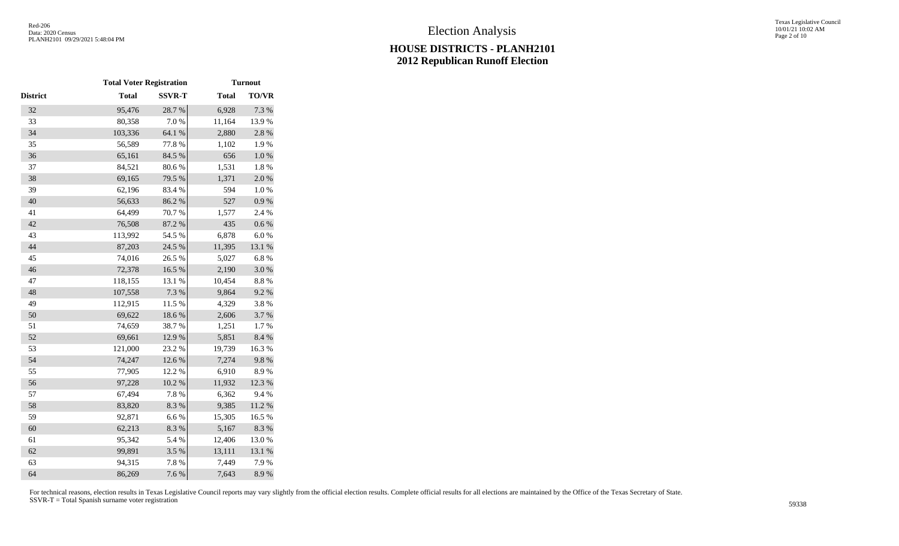# Election Analysis

## HOUSE DISTRICTS - PLANH2101
## 2012 Republican Runoff Election

| | Total Voter Registration | | Turnout | |
|---|---|---|---|---|
| District | Total | SSVR-T | Total | TO/VR |
| 32 | 95,476 | 28.7 % | 6,928 | 7.3 % |
| 33 | 80,358 | 7.0 % | 11,164 | 13.9 % |
| 34 | 103,336 | 64.1 % | 2,880 | 2.8 % |
| 35 | 56,589 | 77.8 % | 1,102 | 1.9 % |
| 36 | 65,161 | 84.5 % | 656 | 1.0 % |
| 37 | 84,521 | 80.6 % | 1,531 | 1.8 % |
| 38 | 69,165 | 79.5 % | 1,371 | 2.0 % |
| 39 | 62,196 | 83.4 % | 594 | 1.0 % |
| 40 | 56,633 | 86.2 % | 527 | 0.9 % |
| 41 | 64,499 | 70.7 % | 1,577 | 2.4 % |
| 42 | 76,508 | 87.2 % | 435 | 0.6 % |
| 43 | 113,992 | 54.5 % | 6,878 | 6.0 % |
| 44 | 87,203 | 24.5 % | 11,395 | 13.1 % |
| 45 | 74,016 | 26.5 % | 5,027 | 6.8 % |
| 46 | 72,378 | 16.5 % | 2,190 | 3.0 % |
| 47 | 118,155 | 13.1 % | 10,454 | 8.8 % |
| 48 | 107,558 | 7.3 % | 9,864 | 9.2 % |
| 49 | 112,915 | 11.5 % | 4,329 | 3.8 % |
| 50 | 69,622 | 18.6 % | 2,606 | 3.7 % |
| 51 | 74,659 | 38.7 % | 1,251 | 1.7 % |
| 52 | 69,661 | 12.9 % | 5,851 | 8.4 % |
| 53 | 121,000 | 23.2 % | 19,739 | 16.3 % |
| 54 | 74,247 | 12.6 % | 7,274 | 9.8 % |
| 55 | 77,905 | 12.2 % | 6,910 | 8.9 % |
| 56 | 97,228 | 10.2 % | 11,932 | 12.3 % |
| 57 | 67,494 | 7.8 % | 6,362 | 9.4 % |
| 58 | 83,820 | 8.3 % | 9,385 | 11.2 % |
| 59 | 92,871 | 6.6 % | 15,305 | 16.5 % |
| 60 | 62,213 | 8.3 % | 5,167 | 8.3 % |
| 61 | 95,342 | 5.4 % | 12,406 | 13.0 % |
| 62 | 99,891 | 3.5 % | 13,111 | 13.1 % |
| 63 | 94,315 | 7.8 % | 7,449 | 7.9 % |
| 64 | 86,269 | 7.6 % | 7,643 | 8.9 % |

For technical reasons, election results in Texas Legislative Council reports may vary slightly from the official election results. Complete official results for all elections are maintained by the Office of the Texas Secretary of State.
SSVR-T = Total Spanish surname voter registration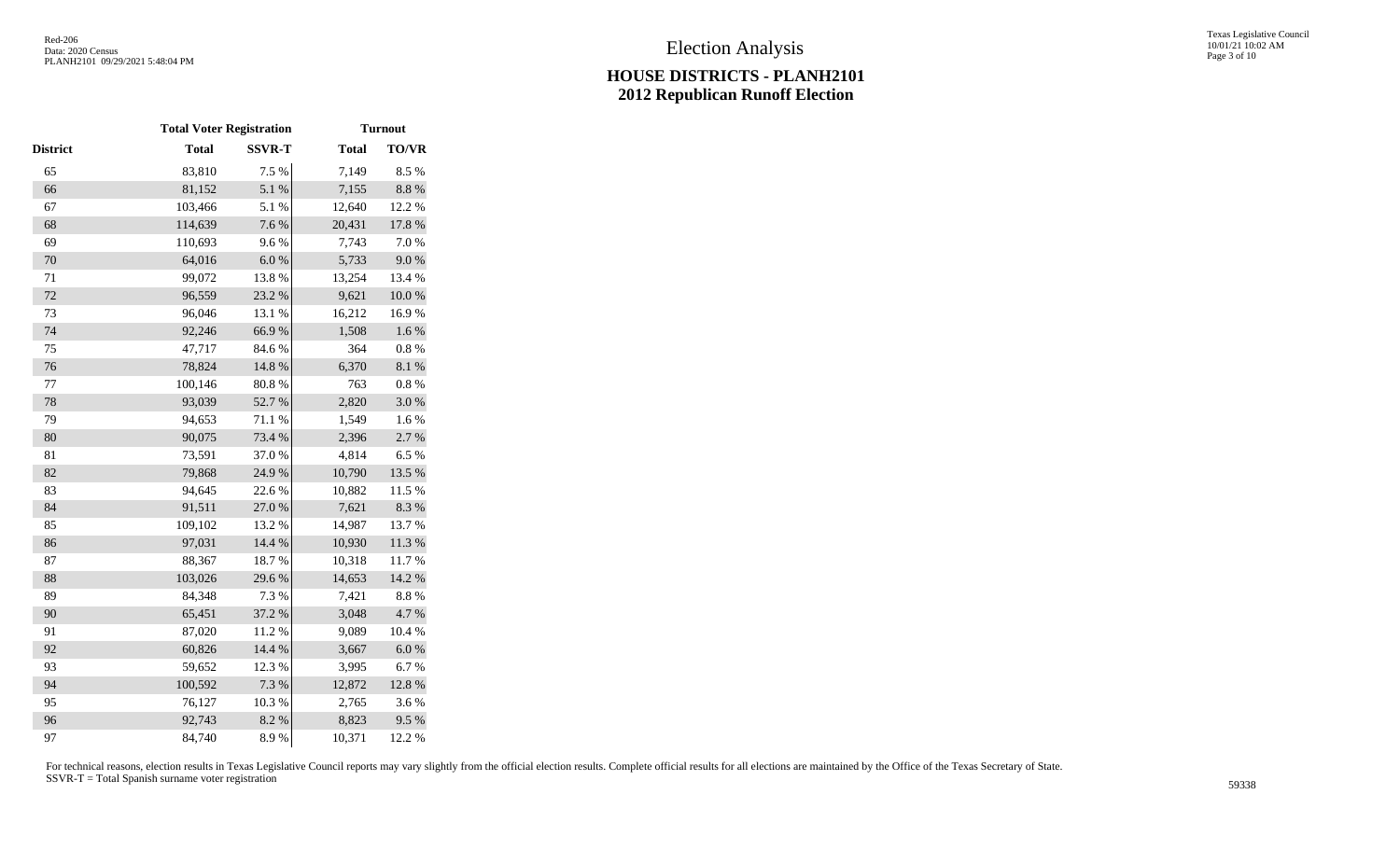# Election Analysis

## HOUSE DISTRICTS - PLANH2101
## 2012 Republican Runoff Election

| | Total Voter Registration | | Turnout | |
|---|---|---|---|---|
| District | Total | SSVR-T | Total | TO/VR |
| 65 | 83,810 | 7.5 % | 7,149 | 8.5 % |
| 66 | 81,152 | 5.1 % | 7,155 | 8.8 % |
| 67 | 103,466 | 5.1 % | 12,640 | 12.2 % |
| 68 | 114,639 | 7.6 % | 20,431 | 17.8 % |
| 69 | 110,693 | 9.6 % | 7,743 | 7.0 % |
| 70 | 64,016 | 6.0 % | 5,733 | 9.0 % |
| 71 | 99,072 | 13.8 % | 13,254 | 13.4 % |
| 72 | 96,559 | 23.2 % | 9,621 | 10.0 % |
| 73 | 96,046 | 13.1 % | 16,212 | 16.9 % |
| 74 | 92,246 | 66.9 % | 1,508 | 1.6 % |
| 75 | 47,717 | 84.6 % | 364 | 0.8 % |
| 76 | 78,824 | 14.8 % | 6,370 | 8.1 % |
| 77 | 100,146 | 80.8 % | 763 | 0.8 % |
| 78 | 93,039 | 52.7 % | 2,820 | 3.0 % |
| 79 | 94,653 | 71.1 % | 1,549 | 1.6 % |
| 80 | 90,075 | 73.4 % | 2,396 | 2.7 % |
| 81 | 73,591 | 37.0 % | 4,814 | 6.5 % |
| 82 | 79,868 | 24.9 % | 10,790 | 13.5 % |
| 83 | 94,645 | 22.6 % | 10,882 | 11.5 % |
| 84 | 91,511 | 27.0 % | 7,621 | 8.3 % |
| 85 | 109,102 | 13.2 % | 14,987 | 13.7 % |
| 86 | 97,031 | 14.4 % | 10,930 | 11.3 % |
| 87 | 88,367 | 18.7 % | 10,318 | 11.7 % |
| 88 | 103,026 | 29.6 % | 14,653 | 14.2 % |
| 89 | 84,348 | 7.3 % | 7,421 | 8.8 % |
| 90 | 65,451 | 37.2 % | 3,048 | 4.7 % |
| 91 | 87,020 | 11.2 % | 9,089 | 10.4 % |
| 92 | 60,826 | 14.4 % | 3,667 | 6.0 % |
| 93 | 59,652 | 12.3 % | 3,995 | 6.7 % |
| 94 | 100,592 | 7.3 % | 12,872 | 12.8 % |
| 95 | 76,127 | 10.3 % | 2,765 | 3.6 % |
| 96 | 92,743 | 8.2 % | 8,823 | 9.5 % |
| 97 | 84,740 | 8.9 % | 10,371 | 12.2 % |

For technical reasons, election results in Texas Legislative Council reports may vary slightly from the official election results. Complete official results for all elections are maintained by the Office of the Texas Secretary of State.
SSVR-T = Total Spanish surname voter registration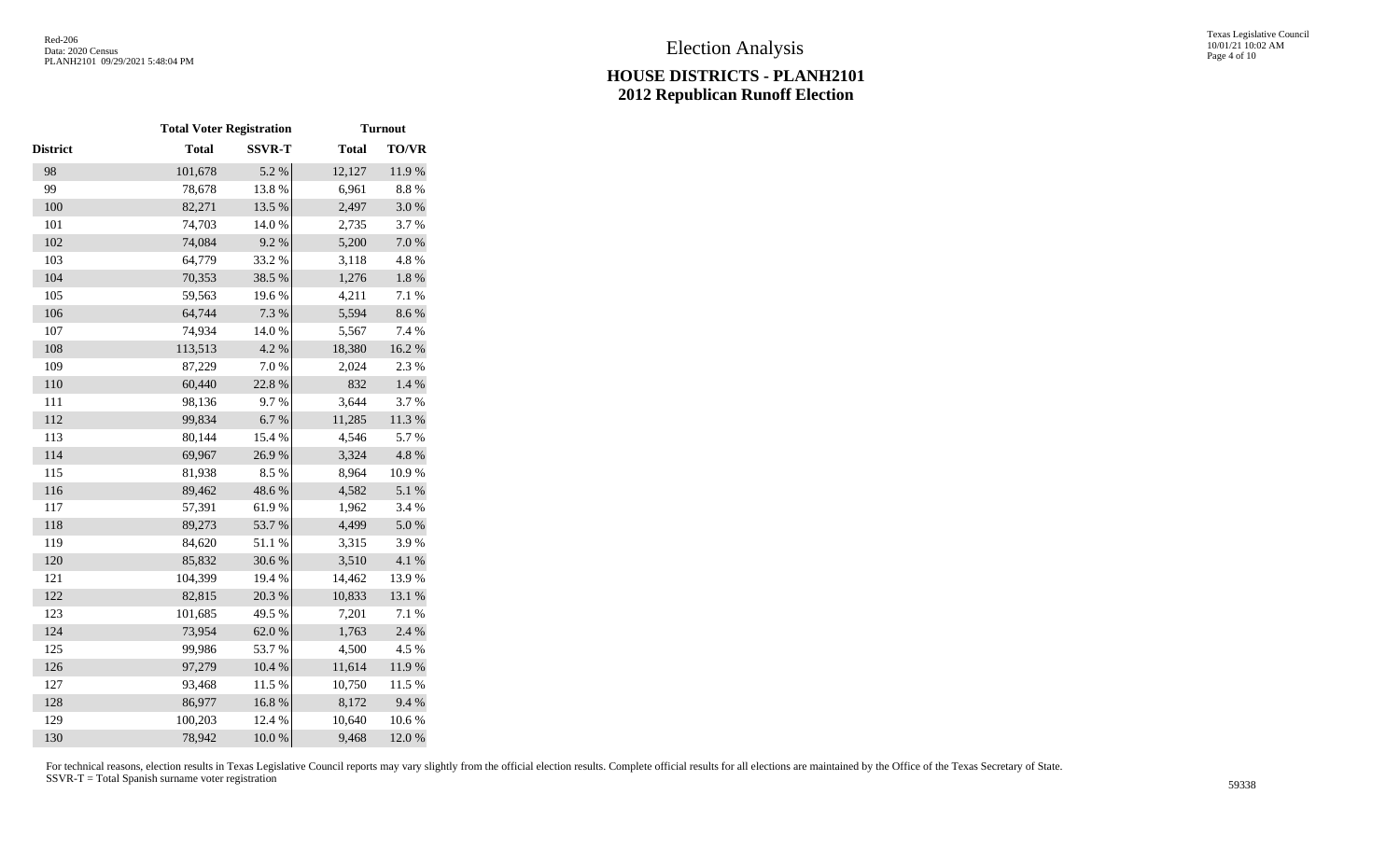# Election Analysis

## HOUSE DISTRICTS - PLANH2101
## 2012 Republican Runoff Election

| | Total Voter Registration | | Turnout | |
|---|---|---|---|---|
| District | Total | SSVR-T | Total | TO/VR |
| 98 | 101,678 | 5.2 % | 12,127 | 11.9 % |
| 99 | 78,678 | 13.8 % | 6,961 | 8.8 % |
| 100 | 82,271 | 13.5 % | 2,497 | 3.0 % |
| 101 | 74,703 | 14.0 % | 2,735 | 3.7 % |
| 102 | 74,084 | 9.2 % | 5,200 | 7.0 % |
| 103 | 64,779 | 33.2 % | 3,118 | 4.8 % |
| 104 | 70,353 | 38.5 % | 1,276 | 1.8 % |
| 105 | 59,563 | 19.6 % | 4,211 | 7.1 % |
| 106 | 64,744 | 7.3 % | 5,594 | 8.6 % |
| 107 | 74,934 | 14.0 % | 5,567 | 7.4 % |
| 108 | 113,513 | 4.2 % | 18,380 | 16.2 % |
| 109 | 87,229 | 7.0 % | 2,024 | 2.3 % |
| 110 | 60,440 | 22.8 % | 832 | 1.4 % |
| 111 | 98,136 | 9.7 % | 3,644 | 3.7 % |
| 112 | 99,834 | 6.7 % | 11,285 | 11.3 % |
| 113 | 80,144 | 15.4 % | 4,546 | 5.7 % |
| 114 | 69,967 | 26.9 % | 3,324 | 4.8 % |
| 115 | 81,938 | 8.5 % | 8,964 | 10.9 % |
| 116 | 89,462 | 48.6 % | 4,582 | 5.1 % |
| 117 | 57,391 | 61.9 % | 1,962 | 3.4 % |
| 118 | 89,273 | 53.7 % | 4,499 | 5.0 % |
| 119 | 84,620 | 51.1 % | 3,315 | 3.9 % |
| 120 | 85,832 | 30.6 % | 3,510 | 4.1 % |
| 121 | 104,399 | 19.4 % | 14,462 | 13.9 % |
| 122 | 82,815 | 20.3 % | 10,833 | 13.1 % |
| 123 | 101,685 | 49.5 % | 7,201 | 7.1 % |
| 124 | 73,954 | 62.0 % | 1,763 | 2.4 % |
| 125 | 99,986 | 53.7 % | 4,500 | 4.5 % |
| 126 | 97,279 | 10.4 % | 11,614 | 11.9 % |
| 127 | 93,468 | 11.5 % | 10,750 | 11.5 % |
| 128 | 86,977 | 16.8 % | 8,172 | 9.4 % |
| 129 | 100,203 | 12.4 % | 10,640 | 10.6 % |
| 130 | 78,942 | 10.0 % | 9,468 | 12.0 % |

For technical reasons, election results in Texas Legislative Council reports may vary slightly from the official election results. Complete official results for all elections are maintained by the Office of the Texas Secretary of State.
SSVR-T = Total Spanish surname voter registration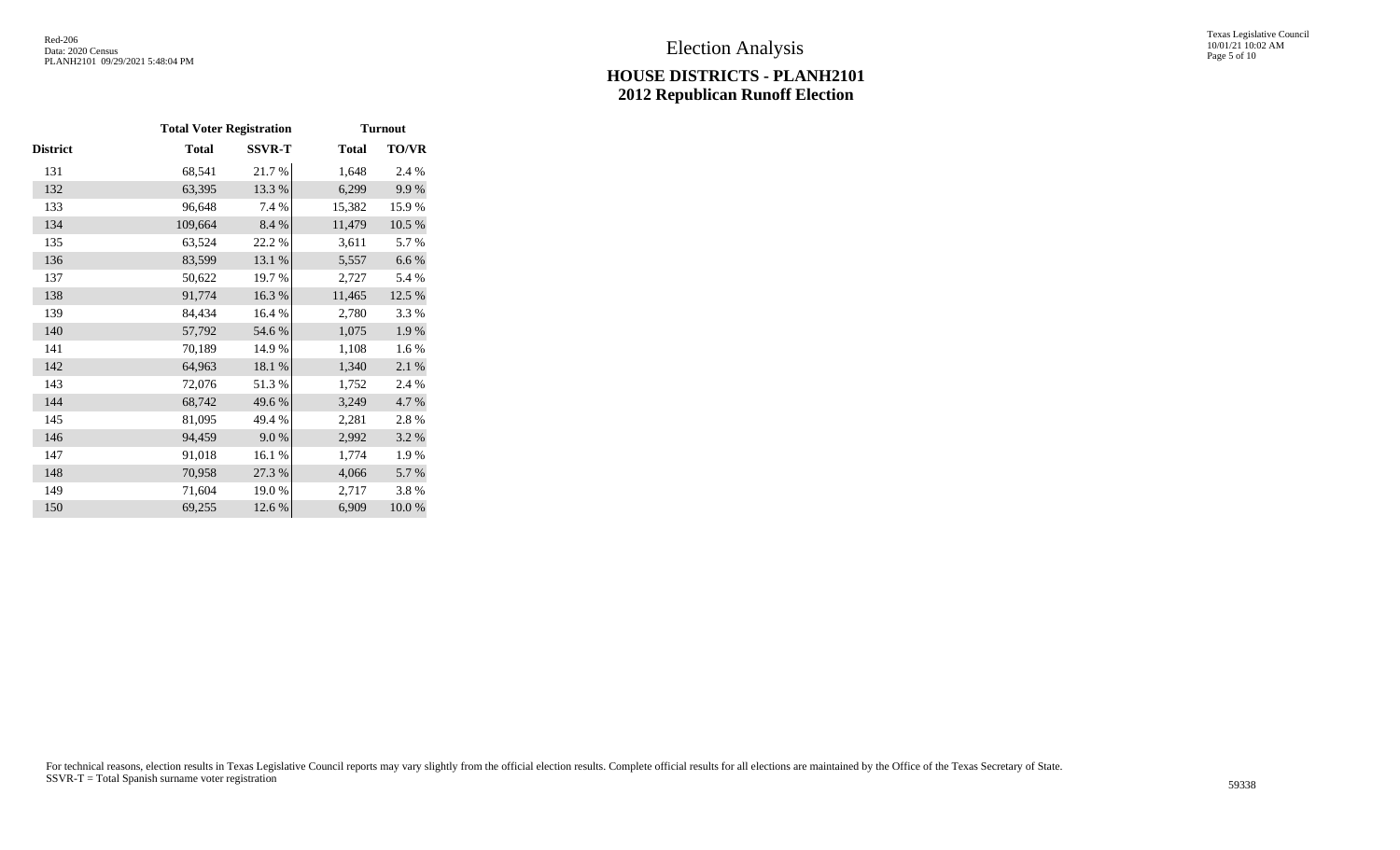# Election Analysis

## HOUSE DISTRICTS - PLANH2101
## 2012 Republican Runoff Election

| | Total Voter Registration | | Turnout | |
|---|---|---|---|---|
| District | Total | SSVR-T | Total | TO/VR |
| 131 | 68,541 | 21.7 % | 1,648 | 2.4 % |
| 132 | 63,395 | 13.3 % | 6,299 | 9.9 % |
| 133 | 96,648 | 7.4 % | 15,382 | 15.9 % |
| 134 | 109,664 | 8.4 % | 11,479 | 10.5 % |
| 135 | 63,524 | 22.2 % | 3,611 | 5.7 % |
| 136 | 83,599 | 13.1 % | 5,557 | 6.6 % |
| 137 | 50,622 | 19.7 % | 2,727 | 5.4 % |
| 138 | 91,774 | 16.3 % | 11,465 | 12.5 % |
| 139 | 84,434 | 16.4 % | 2,780 | 3.3 % |
| 140 | 57,792 | 54.6 % | 1,075 | 1.9 % |
| 141 | 70,189 | 14.9 % | 1,108 | 1.6 % |
| 142 | 64,963 | 18.1 % | 1,340 | 2.1 % |
| 143 | 72,076 | 51.3 % | 1,752 | 2.4 % |
| 144 | 68,742 | 49.6 % | 3,249 | 4.7 % |
| 145 | 81,095 | 49.4 % | 2,281 | 2.8 % |
| 146 | 94,459 | 9.0 % | 2,992 | 3.2 % |
| 147 | 91,018 | 16.1 % | 1,774 | 1.9 % |
| 148 | 70,958 | 27.3 % | 4,066 | 5.7 % |
| 149 | 71,604 | 19.0 % | 2,717 | 3.8 % |
| 150 | 69,255 | 12.6 % | 6,909 | 10.0 % |

For technical reasons, election results in Texas Legislative Council reports may vary slightly from the official election results. Complete official results for all elections are maintained by the Office of the Texas Secretary of State.
SSVR-T = Total Spanish surname voter registration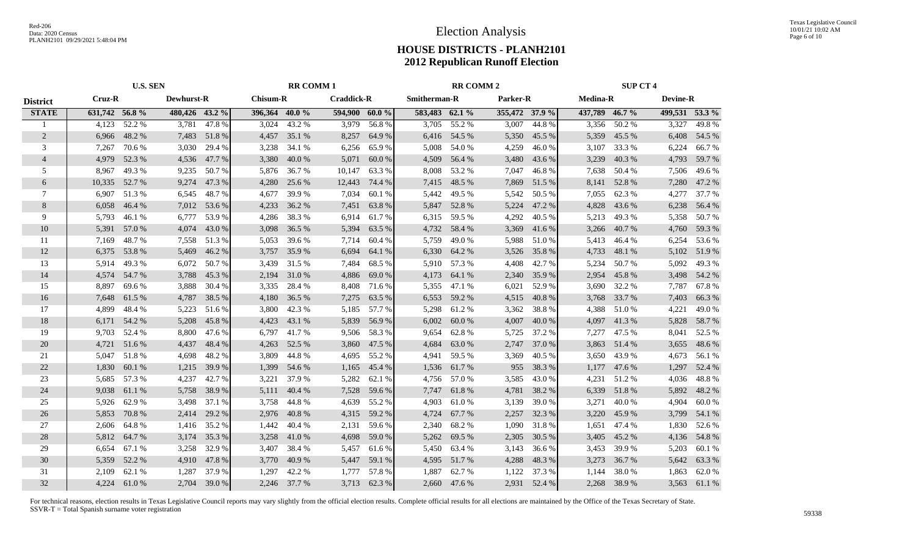# Election Analysis

## HOUSE DISTRICTS - PLANH2101
## 2012 Republican Runoff Election

| District | U.S. SEN | | | | RR COMM 1 | | | | RR COMM 2 | | | | SUP CT 4 | | | |
|---|---|---|---|---|---|---|---|---|---|---|---|---|---|---|---|---|
| | Cruz-R | | Dewhurst-R | | Chisum-R | | Craddick-R | | Smitherman-R | | Parker-R | | Medina-R | | Devine-R | |
| **STATE** | **631,742** | **56.8 %** | **480,426** | **43.2 %** | **396,364** | **40.0 %** | **594,900** | **60.0 %** | **583,483** | **62.1 %** | **355,472** | **37.9 %** | **437,789** | **46.7 %** | **499,531** | **53.3 %** |
| 1 | 4,123 | 52.2 % | 3,781 | 47.8 % | 3,024 | 43.2 % | 3,979 | 56.8 % | 3,705 | 55.2 % | 3,007 | 44.8 % | 3,356 | 50.2 % | 3,327 | 49.8 % |
| 2 | 6,966 | 48.2 % | 7,483 | 51.8 % | 4,457 | 35.1 % | 8,257 | 64.9 % | 6,416 | 54.5 % | 5,350 | 45.5 % | 5,359 | 45.5 % | 6,408 | 54.5 % |
| 3 | 7,267 | 70.6 % | 3,030 | 29.4 % | 3,238 | 34.1 % | 6,256 | 65.9 % | 5,008 | 54.0 % | 4,259 | 46.0 % | 3,107 | 33.3 % | 6,224 | 66.7 % |
| 4 | 4,979 | 52.3 % | 4,536 | 47.7 % | 3,380 | 40.0 % | 5,071 | 60.0 % | 4,509 | 56.4 % | 3,480 | 43.6 % | 3,239 | 40.3 % | 4,793 | 59.7 % |
| 5 | 8,967 | 49.3 % | 9,235 | 50.7 % | 5,876 | 36.7 % | 10,147 | 63.3 % | 8,008 | 53.2 % | 7,047 | 46.8 % | 7,638 | 50.4 % | 7,506 | 49.6 % |
| 6 | 10,335 | 52.7 % | 9,274 | 47.3 % | 4,280 | 25.6 % | 12,443 | 74.4 % | 7,415 | 48.5 % | 7,869 | 51.5 % | 8,141 | 52.8 % | 7,280 | 47.2 % |
| 7 | 6,907 | 51.3 % | 6,545 | 48.7 % | 4,677 | 39.9 % | 7,034 | 60.1 % | 5,442 | 49.5 % | 5,542 | 50.5 % | 7,055 | 62.3 % | 4,277 | 37.7 % |
| 8 | 6,058 | 46.4 % | 7,012 | 53.6 % | 4,233 | 36.2 % | 7,451 | 63.8 % | 5,847 | 52.8 % | 5,224 | 47.2 % | 4,828 | 43.6 % | 6,238 | 56.4 % |
| 9 | 5,793 | 46.1 % | 6,777 | 53.9 % | 4,286 | 38.3 % | 6,914 | 61.7 % | 6,315 | 59.5 % | 4,292 | 40.5 % | 5,213 | 49.3 % | 5,358 | 50.7 % |
| 10 | 5,391 | 57.0 % | 4,074 | 43.0 % | 3,098 | 36.5 % | 5,394 | 63.5 % | 4,732 | 58.4 % | 3,369 | 41.6 % | 3,266 | 40.7 % | 4,760 | 59.3 % |
| 11 | 7,169 | 48.7 % | 7,558 | 51.3 % | 5,053 | 39.6 % | 7,714 | 60.4 % | 5,759 | 49.0 % | 5,988 | 51.0 % | 5,413 | 46.4 % | 6,254 | 53.6 % |
| 12 | 6,375 | 53.8 % | 5,469 | 46.2 % | 3,757 | 35.9 % | 6,694 | 64.1 % | 6,330 | 64.2 % | 3,526 | 35.8 % | 4,733 | 48.1 % | 5,102 | 51.9 % |
| 13 | 5,914 | 49.3 % | 6,072 | 50.7 % | 3,439 | 31.5 % | 7,484 | 68.5 % | 5,910 | 57.3 % | 4,408 | 42.7 % | 5,234 | 50.7 % | 5,092 | 49.3 % |
| 14 | 4,574 | 54.7 % | 3,788 | 45.3 % | 2,194 | 31.0 % | 4,886 | 69.0 % | 4,173 | 64.1 % | 2,340 | 35.9 % | 2,954 | 45.8 % | 3,498 | 54.2 % |
| 15 | 8,897 | 69.6 % | 3,888 | 30.4 % | 3,335 | 28.4 % | 8,408 | 71.6 % | 5,355 | 47.1 % | 6,021 | 52.9 % | 3,690 | 32.2 % | 7,787 | 67.8 % |
| 16 | 7,648 | 61.5 % | 4,787 | 38.5 % | 4,180 | 36.5 % | 7,275 | 63.5 % | 6,553 | 59.2 % | 4,515 | 40.8 % | 3,768 | 33.7 % | 7,403 | 66.3 % |
| 17 | 4,899 | 48.4 % | 5,223 | 51.6 % | 3,800 | 42.3 % | 5,185 | 57.7 % | 5,298 | 61.2 % | 3,362 | 38.8 % | 4,388 | 51.0 % | 4,221 | 49.0 % |
| 18 | 6,171 | 54.2 % | 5,208 | 45.8 % | 4,423 | 43.1 % | 5,839 | 56.9 % | 6,002 | 60.0 % | 4,007 | 40.0 % | 4,097 | 41.3 % | 5,828 | 58.7 % |
| 19 | 9,703 | 52.4 % | 8,800 | 47.6 % | 6,797 | 41.7 % | 9,506 | 58.3 % | 9,654 | 62.8 % | 5,725 | 37.2 % | 7,277 | 47.5 % | 8,041 | 52.5 % |
| 20 | 4,721 | 51.6 % | 4,437 | 48.4 % | 4,263 | 52.5 % | 3,860 | 47.5 % | 4,684 | 63.0 % | 2,747 | 37.0 % | 3,863 | 51.4 % | 3,655 | 48.6 % |
| 21 | 5,047 | 51.8 % | 4,698 | 48.2 % | 3,809 | 44.8 % | 4,695 | 55.2 % | 4,941 | 59.5 % | 3,369 | 40.5 % | 3,650 | 43.9 % | 4,673 | 56.1 % |
| 22 | 1,830 | 60.1 % | 1,215 | 39.9 % | 1,399 | 54.6 % | 1,165 | 45.4 % | 1,536 | 61.7 % | 955 | 38.3 % | 1,177 | 47.6 % | 1,297 | 52.4 % |
| 23 | 5,685 | 57.3 % | 4,237 | 42.7 % | 3,221 | 37.9 % | 5,282 | 62.1 % | 4,756 | 57.0 % | 3,585 | 43.0 % | 4,231 | 51.2 % | 4,036 | 48.8 % |
| 24 | 9,038 | 61.1 % | 5,758 | 38.9 % | 5,111 | 40.4 % | 7,528 | 59.6 % | 7,747 | 61.8 % | 4,781 | 38.2 % | 6,339 | 51.8 % | 5,892 | 48.2 % |
| 25 | 5,926 | 62.9 % | 3,498 | 37.1 % | 3,758 | 44.8 % | 4,639 | 55.2 % | 4,903 | 61.0 % | 3,139 | 39.0 % | 3,271 | 40.0 % | 4,904 | 60.0 % |
| 26 | 5,853 | 70.8 % | 2,414 | 29.2 % | 2,976 | 40.8 % | 4,315 | 59.2 % | 4,724 | 67.7 % | 2,257 | 32.3 % | 3,220 | 45.9 % | 3,799 | 54.1 % |
| 27 | 2,606 | 64.8 % | 1,416 | 35.2 % | 1,442 | 40.4 % | 2,131 | 59.6 % | 2,340 | 68.2 % | 1,090 | 31.8 % | 1,651 | 47.4 % | 1,830 | 52.6 % |
| 28 | 5,812 | 64.7 % | 3,174 | 35.3 % | 3,258 | 41.0 % | 4,698 | 59.0 % | 5,262 | 69.5 % | 2,305 | 30.5 % | 3,405 | 45.2 % | 4,136 | 54.8 % |
| 29 | 6,654 | 67.1 % | 3,258 | 32.9 % | 3,407 | 38.4 % | 5,457 | 61.6 % | 5,450 | 63.4 % | 3,143 | 36.6 % | 3,453 | 39.9 % | 5,203 | 60.1 % |
| 30 | 5,359 | 52.2 % | 4,910 | 47.8 % | 3,770 | 40.9 % | 5,447 | 59.1 % | 4,595 | 51.7 % | 4,288 | 48.3 % | 3,273 | 36.7 % | 5,642 | 63.3 % |
| 31 | 2,109 | 62.1 % | 1,287 | 37.9 % | 1,297 | 42.2 % | 1,777 | 57.8 % | 1,887 | 62.7 % | 1,122 | 37.3 % | 1,144 | 38.0 % | 1,863 | 62.0 % |
| 32 | 4,224 | 61.0 % | 2,704 | 39.0 % | 2,246 | 37.7 % | 3,713 | 62.3 % | 2,660 | 47.6 % | 2,931 | 52.4 % | 2,268 | 38.9 % | 3,563 | 61.1 % |

For technical reasons, election results in Texas Legislative Council reports may vary slightly from the official election results. Complete official results for all elections are maintained by the Office of the Texas Secretary of State.
SSVR-T = Total Spanish surname voter registration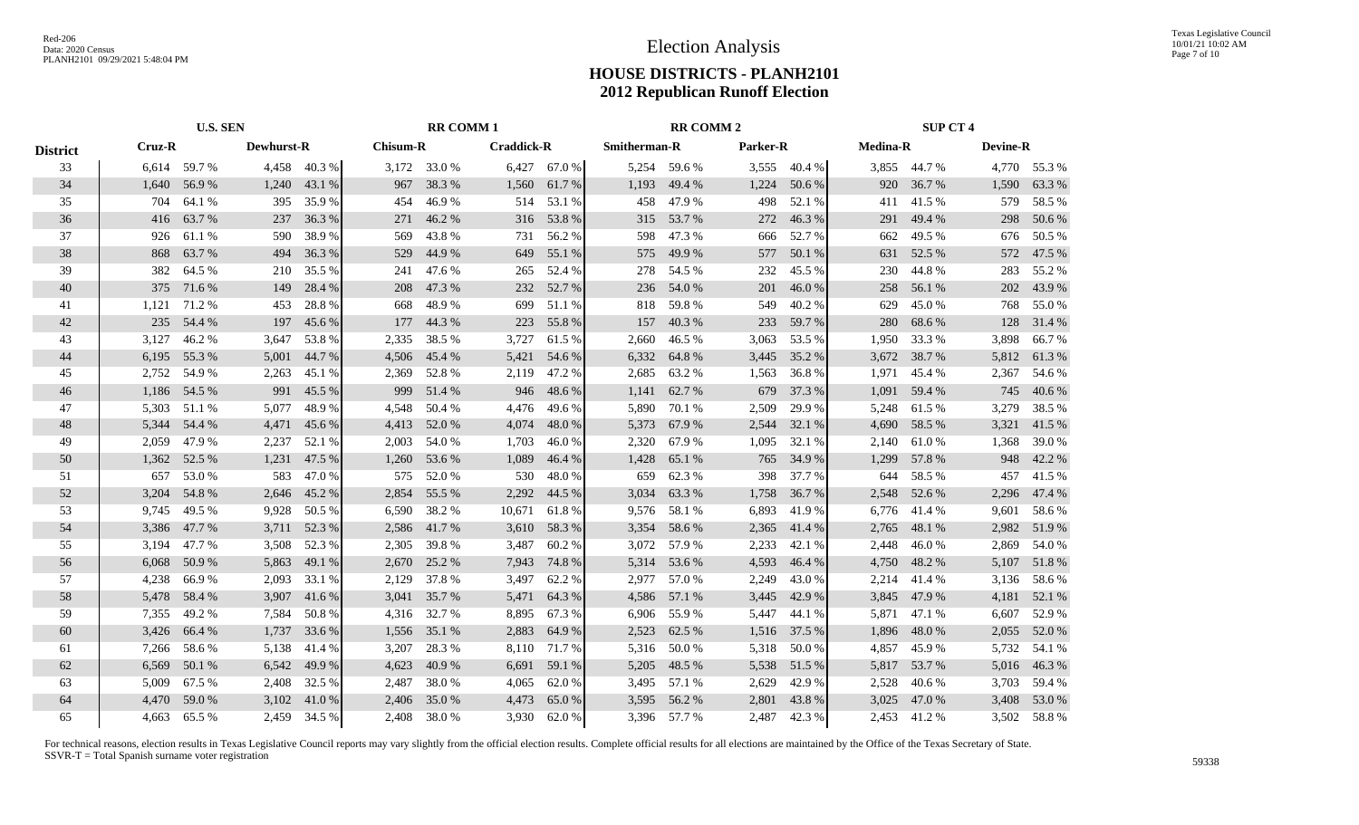# Election Analysis

## HOUSE DISTRICTS - PLANH2101
## 2012 Republican Runoff Election

| District | U.S. SEN | | | | RR COMM 1 | | | | RR COMM 2 | | | | SUP CT 4 | | | |
|---|---|---|---|---|---|---|---|---|---|---|---|---|---|---|---|---|
| | Cruz-R | | Dewhurst-R | | Chisum-R | | Craddick-R | | Smitherman-R | | Parker-R | | Medina-R | | Devine-R | |
| 33 | 6,614 | 59.7 % | 4,458 | 40.3 % | 3,172 | 33.0 % | 6,427 | 67.0 % | 5,254 | 59.6 % | 3,555 | 40.4 % | 3,855 | 44.7 % | 4,770 | 55.3 % |
| 34 | 1,640 | 56.9 % | 1,240 | 43.1 % | 967 | 38.3 % | 1,560 | 61.7 % | 1,193 | 49.4 % | 1,224 | 50.6 % | 920 | 36.7 % | 1,590 | 63.3 % |
| 35 | 704 | 64.1 % | 395 | 35.9 % | 454 | 46.9 % | 514 | 53.1 % | 458 | 47.9 % | 498 | 52.1 % | 411 | 41.5 % | 579 | 58.5 % |
| 36 | 416 | 63.7 % | 237 | 36.3 % | 271 | 46.2 % | 316 | 53.8 % | 315 | 53.7 % | 272 | 46.3 % | 291 | 49.4 % | 298 | 50.6 % |
| 37 | 926 | 61.1 % | 590 | 38.9 % | 569 | 43.8 % | 731 | 56.2 % | 598 | 47.3 % | 666 | 52.7 % | 662 | 49.5 % | 676 | 50.5 % |
| 38 | 868 | 63.7 % | 494 | 36.3 % | 529 | 44.9 % | 649 | 55.1 % | 575 | 49.9 % | 577 | 50.1 % | 631 | 52.5 % | 572 | 47.5 % |
| 39 | 382 | 64.5 % | 210 | 35.5 % | 241 | 47.6 % | 265 | 52.4 % | 278 | 54.5 % | 232 | 45.5 % | 230 | 44.8 % | 283 | 55.2 % |
| 40 | 375 | 71.6 % | 149 | 28.4 % | 208 | 47.3 % | 232 | 52.7 % | 236 | 54.0 % | 201 | 46.0 % | 258 | 56.1 % | 202 | 43.9 % |
| 41 | 1,121 | 71.2 % | 453 | 28.8 % | 668 | 48.9 % | 699 | 51.1 % | 818 | 59.8 % | 549 | 40.2 % | 629 | 45.0 % | 768 | 55.0 % |
| 42 | 235 | 54.4 % | 197 | 45.6 % | 177 | 44.3 % | 223 | 55.8 % | 157 | 40.3 % | 233 | 59.7 % | 280 | 68.6 % | 128 | 31.4 % |
| 43 | 3,127 | 46.2 % | 3,647 | 53.8 % | 2,335 | 38.5 % | 3,727 | 61.5 % | 2,660 | 46.5 % | 3,063 | 53.5 % | 1,950 | 33.3 % | 3,898 | 66.7 % |
| 44 | 6,195 | 55.3 % | 5,001 | 44.7 % | 4,506 | 45.4 % | 5,421 | 54.6 % | 6,332 | 64.8 % | 3,445 | 35.2 % | 3,672 | 38.7 % | 5,812 | 61.3 % |
| 45 | 2,752 | 54.9 % | 2,263 | 45.1 % | 2,369 | 52.8 % | 2,119 | 47.2 % | 2,685 | 63.2 % | 1,563 | 36.8 % | 1,971 | 45.4 % | 2,367 | 54.6 % |
| 46 | 1,186 | 54.5 % | 991 | 45.5 % | 999 | 51.4 % | 946 | 48.6 % | 1,141 | 62.7 % | 679 | 37.3 % | 1,091 | 59.4 % | 745 | 40.6 % |
| 47 | 5,303 | 51.1 % | 5,077 | 48.9 % | 4,548 | 50.4 % | 4,476 | 49.6 % | 5,890 | 70.1 % | 2,509 | 29.9 % | 5,248 | 61.5 % | 3,279 | 38.5 % |
| 48 | 5,344 | 54.4 % | 4,471 | 45.6 % | 4,413 | 52.0 % | 4,074 | 48.0 % | 5,373 | 67.9 % | 2,544 | 32.1 % | 4,690 | 58.5 % | 3,321 | 41.5 % |
| 49 | 2,059 | 47.9 % | 2,237 | 52.1 % | 2,003 | 54.0 % | 1,703 | 46.0 % | 2,320 | 67.9 % | 1,095 | 32.1 % | 2,140 | 61.0 % | 1,368 | 39.0 % |
| 50 | 1,362 | 52.5 % | 1,231 | 47.5 % | 1,260 | 53.6 % | 1,089 | 46.4 % | 1,428 | 65.1 % | 765 | 34.9 % | 1,299 | 57.8 % | 948 | 42.2 % |
| 51 | 657 | 53.0 % | 583 | 47.0 % | 575 | 52.0 % | 530 | 48.0 % | 659 | 62.3 % | 398 | 37.7 % | 644 | 58.5 % | 457 | 41.5 % |
| 52 | 3,204 | 54.8 % | 2,646 | 45.2 % | 2,854 | 55.5 % | 2,292 | 44.5 % | 3,034 | 63.3 % | 1,758 | 36.7 % | 2,548 | 52.6 % | 2,296 | 47.4 % |
| 53 | 9,745 | 49.5 % | 9,928 | 50.5 % | 6,590 | 38.2 % | 10,671 | 61.8 % | 9,576 | 58.1 % | 6,893 | 41.9 % | 6,776 | 41.4 % | 9,601 | 58.6 % |
| 54 | 3,386 | 47.7 % | 3,711 | 52.3 % | 2,586 | 41.7 % | 3,610 | 58.3 % | 3,354 | 58.6 % | 2,365 | 41.4 % | 2,765 | 48.1 % | 2,982 | 51.9 % |
| 55 | 3,194 | 47.7 % | 3,508 | 52.3 % | 2,305 | 39.8 % | 3,487 | 60.2 % | 3,072 | 57.9 % | 2,233 | 42.1 % | 2,448 | 46.0 % | 2,869 | 54.0 % |
| 56 | 6,068 | 50.9 % | 5,863 | 49.1 % | 2,670 | 25.2 % | 7,943 | 74.8 % | 5,314 | 53.6 % | 4,593 | 46.4 % | 4,750 | 48.2 % | 5,107 | 51.8 % |
| 57 | 4,238 | 66.9 % | 2,093 | 33.1 % | 2,129 | 37.8 % | 3,497 | 62.2 % | 2,977 | 57.0 % | 2,249 | 43.0 % | 2,214 | 41.4 % | 3,136 | 58.6 % |
| 58 | 5,478 | 58.4 % | 3,907 | 41.6 % | 3,041 | 35.7 % | 5,471 | 64.3 % | 4,586 | 57.1 % | 3,445 | 42.9 % | 3,845 | 47.9 % | 4,181 | 52.1 % |
| 59 | 7,355 | 49.2 % | 7,584 | 50.8 % | 4,316 | 32.7 % | 8,895 | 67.3 % | 6,906 | 55.9 % | 5,447 | 44.1 % | 5,871 | 47.1 % | 6,607 | 52.9 % |
| 60 | 3,426 | 66.4 % | 1,737 | 33.6 % | 1,556 | 35.1 % | 2,883 | 64.9 % | 2,523 | 62.5 % | 1,516 | 37.5 % | 1,896 | 48.0 % | 2,055 | 52.0 % |
| 61 | 7,266 | 58.6 % | 5,138 | 41.4 % | 3,207 | 28.3 % | 8,110 | 71.7 % | 5,316 | 50.0 % | 5,318 | 50.0 % | 4,857 | 45.9 % | 5,732 | 54.1 % |
| 62 | 6,569 | 50.1 % | 6,542 | 49.9 % | 4,623 | 40.9 % | 6,691 | 59.1 % | 5,205 | 48.5 % | 5,538 | 51.5 % | 5,817 | 53.7 % | 5,016 | 46.3 % |
| 63 | 5,009 | 67.5 % | 2,408 | 32.5 % | 2,487 | 38.0 % | 4,065 | 62.0 % | 3,495 | 57.1 % | 2,629 | 42.9 % | 2,528 | 40.6 % | 3,703 | 59.4 % |
| 64 | 4,470 | 59.0 % | 3,102 | 41.0 % | 2,406 | 35.0 % | 4,473 | 65.0 % | 3,595 | 56.2 % | 2,801 | 43.8 % | 3,025 | 47.0 % | 3,408 | 53.0 % |
| 65 | 4,663 | 65.5 % | 2,459 | 34.5 % | 2,408 | 38.0 % | 3,930 | 62.0 % | 3,396 | 57.7 % | 2,487 | 42.3 % | 2,453 | 41.2 % | 3,502 | 58.8 % |

For technical reasons, election results in Texas Legislative Council reports may vary slightly from the official election results. Complete official results for all elections are maintained by the Office of the Texas Secretary of State.
SSVR-T = Total Spanish surname voter registration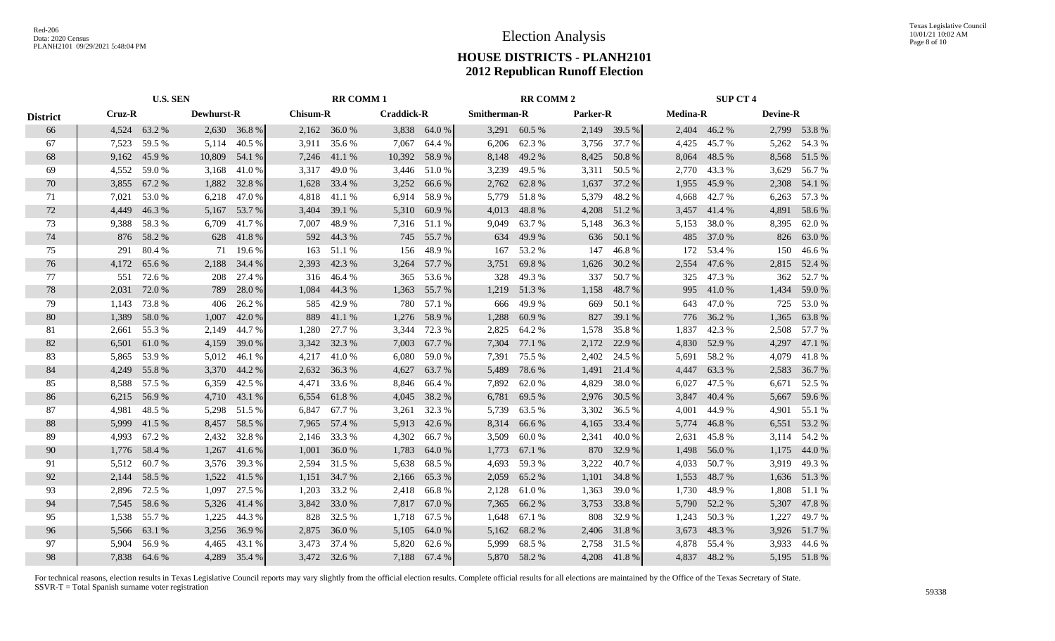# Election Analysis

## HOUSE DISTRICTS - PLANH2101
## 2012 Republican Runoff Election

| | U.S. SEN | | | | RR COMM 1 | | | | RR COMM 2 | | | | SUP CT 4 | | | |
|---|---|---|---|---|---|---|---|---|---|---|---|---|---|---|---|---|
| **District** | **Cruz-R** | | **Dewhurst-R** | | **Chisum-R** | | **Craddick-R** | | **Smitherman-R** | | **Parker-R** | | **Medina-R** | | **Devine-R** | |
| 66 | 4,524 | 63.2 % | 2,630 | 36.8 % | 2,162 | 36.0 % | 3,838 | 64.0 % | 3,291 | 60.5 % | 2,149 | 39.5 % | 2,404 | 46.2 % | 2,799 | 53.8 % |
| 67 | 7,523 | 59.5 % | 5,114 | 40.5 % | 3,911 | 35.6 % | 7,067 | 64.4 % | 6,206 | 62.3 % | 3,756 | 37.7 % | 4,425 | 45.7 % | 5,262 | 54.3 % |
| 68 | 9,162 | 45.9 % | 10,809 | 54.1 % | 7,246 | 41.1 % | 10,392 | 58.9 % | 8,148 | 49.2 % | 8,425 | 50.8 % | 8,064 | 48.5 % | 8,568 | 51.5 % |
| 69 | 4,552 | 59.0 % | 3,168 | 41.0 % | 3,317 | 49.0 % | 3,446 | 51.0 % | 3,239 | 49.5 % | 3,311 | 50.5 % | 2,770 | 43.3 % | 3,629 | 56.7 % |
| 70 | 3,855 | 67.2 % | 1,882 | 32.8 % | 1,628 | 33.4 % | 3,252 | 66.6 % | 2,762 | 62.8 % | 1,637 | 37.2 % | 1,955 | 45.9 % | 2,308 | 54.1 % |
| 71 | 7,021 | 53.0 % | 6,218 | 47.0 % | 4,818 | 41.1 % | 6,914 | 58.9 % | 5,779 | 51.8 % | 5,379 | 48.2 % | 4,668 | 42.7 % | 6,263 | 57.3 % |
| 72 | 4,449 | 46.3 % | 5,167 | 53.7 % | 3,404 | 39.1 % | 5,310 | 60.9 % | 4,013 | 48.8 % | 4,208 | 51.2 % | 3,457 | 41.4 % | 4,891 | 58.6 % |
| 73 | 9,388 | 58.3 % | 6,709 | 41.7 % | 7,007 | 48.9 % | 7,316 | 51.1 % | 9,049 | 63.7 % | 5,148 | 36.3 % | 5,153 | 38.0 % | 8,395 | 62.0 % |
| 74 | 876 | 58.2 % | 628 | 41.8 % | 592 | 44.3 % | 745 | 55.7 % | 634 | 49.9 % | 636 | 50.1 % | 485 | 37.0 % | 826 | 63.0 % |
| 75 | 291 | 80.4 % | 71 | 19.6 % | 163 | 51.1 % | 156 | 48.9 % | 167 | 53.2 % | 147 | 46.8 % | 172 | 53.4 % | 150 | 46.6 % |
| 76 | 4,172 | 65.6 % | 2,188 | 34.4 % | 2,393 | 42.3 % | 3,264 | 57.7 % | 3,751 | 69.8 % | 1,626 | 30.2 % | 2,554 | 47.6 % | 2,815 | 52.4 % |
| 77 | 551 | 72.6 % | 208 | 27.4 % | 316 | 46.4 % | 365 | 53.6 % | 328 | 49.3 % | 337 | 50.7 % | 325 | 47.3 % | 362 | 52.7 % |
| 78 | 2,031 | 72.0 % | 789 | 28.0 % | 1,084 | 44.3 % | 1,363 | 55.7 % | 1,219 | 51.3 % | 1,158 | 48.7 % | 995 | 41.0 % | 1,434 | 59.0 % |
| 79 | 1,143 | 73.8 % | 406 | 26.2 % | 585 | 42.9 % | 780 | 57.1 % | 666 | 49.9 % | 669 | 50.1 % | 643 | 47.0 % | 725 | 53.0 % |
| 80 | 1,389 | 58.0 % | 1,007 | 42.0 % | 889 | 41.1 % | 1,276 | 58.9 % | 1,288 | 60.9 % | 827 | 39.1 % | 776 | 36.2 % | 1,365 | 63.8 % |
| 81 | 2,661 | 55.3 % | 2,149 | 44.7 % | 1,280 | 27.7 % | 3,344 | 72.3 % | 2,825 | 64.2 % | 1,578 | 35.8 % | 1,837 | 42.3 % | 2,508 | 57.7 % |
| 82 | 6,501 | 61.0 % | 4,159 | 39.0 % | 3,342 | 32.3 % | 7,003 | 67.7 % | 7,304 | 77.1 % | 2,172 | 22.9 % | 4,830 | 52.9 % | 4,297 | 47.1 % |
| 83 | 5,865 | 53.9 % | 5,012 | 46.1 % | 4,217 | 41.0 % | 6,080 | 59.0 % | 7,391 | 75.5 % | 2,402 | 24.5 % | 5,691 | 58.2 % | 4,079 | 41.8 % |
| 84 | 4,249 | 55.8 % | 3,370 | 44.2 % | 2,632 | 36.3 % | 4,627 | 63.7 % | 5,489 | 78.6 % | 1,491 | 21.4 % | 4,447 | 63.3 % | 2,583 | 36.7 % |
| 85 | 8,588 | 57.5 % | 6,359 | 42.5 % | 4,471 | 33.6 % | 8,846 | 66.4 % | 7,892 | 62.0 % | 4,829 | 38.0 % | 6,027 | 47.5 % | 6,671 | 52.5 % |
| 86 | 6,215 | 56.9 % | 4,710 | 43.1 % | 6,554 | 61.8 % | 4,045 | 38.2 % | 6,781 | 69.5 % | 2,976 | 30.5 % | 3,847 | 40.4 % | 5,667 | 59.6 % |
| 87 | 4,981 | 48.5 % | 5,298 | 51.5 % | 6,847 | 67.7 % | 3,261 | 32.3 % | 5,739 | 63.5 % | 3,302 | 36.5 % | 4,001 | 44.9 % | 4,901 | 55.1 % |
| 88 | 5,999 | 41.5 % | 8,457 | 58.5 % | 7,965 | 57.4 % | 5,913 | 42.6 % | 8,314 | 66.6 % | 4,165 | 33.4 % | 5,774 | 46.8 % | 6,551 | 53.2 % |
| 89 | 4,993 | 67.2 % | 2,432 | 32.8 % | 2,146 | 33.3 % | 4,302 | 66.7 % | 3,509 | 60.0 % | 2,341 | 40.0 % | 2,631 | 45.8 % | 3,114 | 54.2 % |
| 90 | 1,776 | 58.4 % | 1,267 | 41.6 % | 1,001 | 36.0 % | 1,783 | 64.0 % | 1,773 | 67.1 % | 870 | 32.9 % | 1,498 | 56.0 % | 1,175 | 44.0 % |
| 91 | 5,512 | 60.7 % | 3,576 | 39.3 % | 2,594 | 31.5 % | 5,638 | 68.5 % | 4,693 | 59.3 % | 3,222 | 40.7 % | 4,033 | 50.7 % | 3,919 | 49.3 % |
| 92 | 2,144 | 58.5 % | 1,522 | 41.5 % | 1,151 | 34.7 % | 2,166 | 65.3 % | 2,059 | 65.2 % | 1,101 | 34.8 % | 1,553 | 48.7 % | 1,636 | 51.3 % |
| 93 | 2,896 | 72.5 % | 1,097 | 27.5 % | 1,203 | 33.2 % | 2,418 | 66.8 % | 2,128 | 61.0 % | 1,363 | 39.0 % | 1,730 | 48.9 % | 1,808 | 51.1 % |
| 94 | 7,545 | 58.6 % | 5,326 | 41.4 % | 3,842 | 33.0 % | 7,817 | 67.0 % | 7,365 | 66.2 % | 3,753 | 33.8 % | 5,790 | 52.2 % | 5,307 | 47.8 % |
| 95 | 1,538 | 55.7 % | 1,225 | 44.3 % | 828 | 32.5 % | 1,718 | 67.5 % | 1,648 | 67.1 % | 808 | 32.9 % | 1,243 | 50.3 % | 1,227 | 49.7 % |
| 96 | 5,566 | 63.1 % | 3,256 | 36.9 % | 2,875 | 36.0 % | 5,105 | 64.0 % | 5,162 | 68.2 % | 2,406 | 31.8 % | 3,673 | 48.3 % | 3,926 | 51.7 % |
| 97 | 5,904 | 56.9 % | 4,465 | 43.1 % | 3,473 | 37.4 % | 5,820 | 62.6 % | 5,999 | 68.5 % | 2,758 | 31.5 % | 4,878 | 55.4 % | 3,933 | 44.6 % |
| 98 | 7,838 | 64.6 % | 4,289 | 35.4 % | 3,472 | 32.6 % | 7,188 | 67.4 % | 5,870 | 58.2 % | 4,208 | 41.8 % | 4,837 | 48.2 % | 5,195 | 51.8 % |

For technical reasons, election results in Texas Legislative Council reports may vary slightly from the official election results. Complete official results for all elections are maintained by the Office of the Texas Secretary of State.
SSVR-T = Total Spanish surname voter registration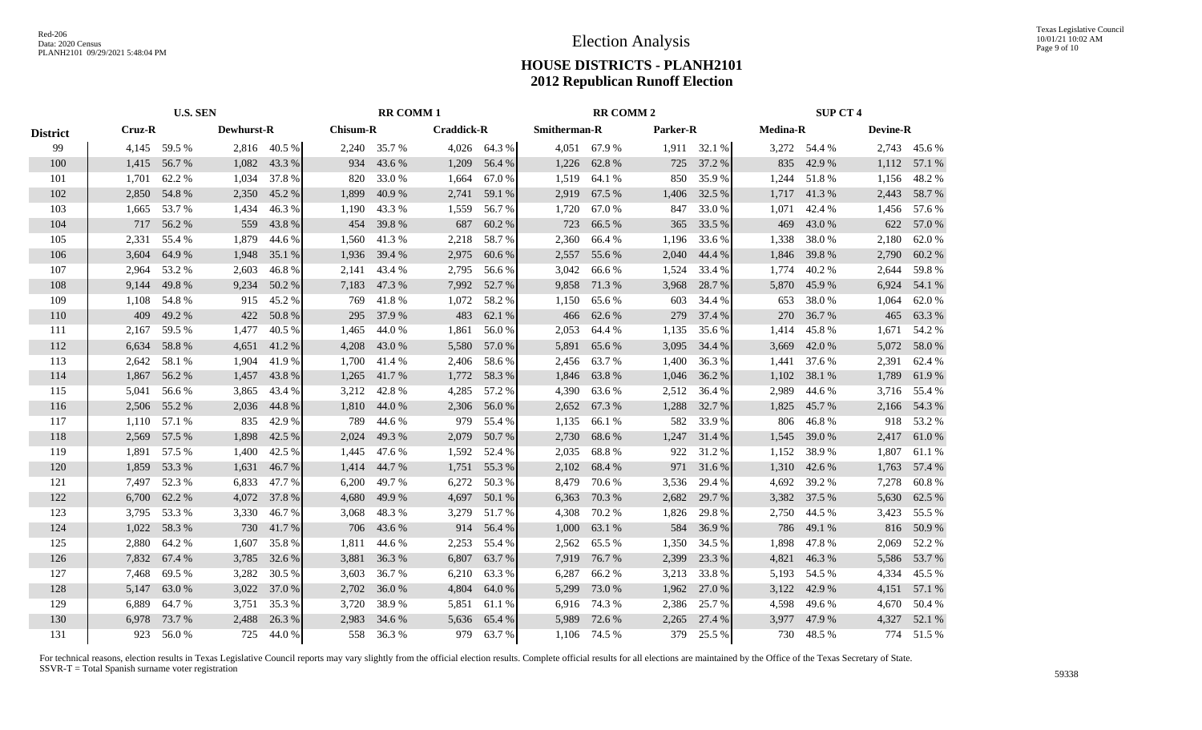# Election Analysis

## HOUSE DISTRICTS - PLANH2101
## 2012 Republican Runoff Election

| District | U.S. SEN | | | | RR COMM 1 | | | | RR COMM 2 | | | | SUP CT 4 | | | |
|---|---|---|---|---|---|---|---|---|---|---|---|---|---|---|---|---|
| | Cruz-R | | Dewhurst-R | | Chisum-R | | Craddick-R | | Smitherman-R | | Parker-R | | Medina-R | | Devine-R | |
| 99 | 4,145 | 59.5 % | 2,816 | 40.5 % | 2,240 | 35.7 % | 4,026 | 64.3 % | 4,051 | 67.9 % | 1,911 | 32.1 % | 3,272 | 54.4 % | 2,743 | 45.6 % |
| 100 | 1,415 | 56.7 % | 1,082 | 43.3 % | 934 | 43.6 % | 1,209 | 56.4 % | 1,226 | 62.8 % | 725 | 37.2 % | 835 | 42.9 % | 1,112 | 57.1 % |
| 101 | 1,701 | 62.2 % | 1,034 | 37.8 % | 820 | 33.0 % | 1,664 | 67.0 % | 1,519 | 64.1 % | 850 | 35.9 % | 1,244 | 51.8 % | 1,156 | 48.2 % |
| 102 | 2,850 | 54.8 % | 2,350 | 45.2 % | 1,899 | 40.9 % | 2,741 | 59.1 % | 2,919 | 67.5 % | 1,406 | 32.5 % | 1,717 | 41.3 % | 2,443 | 58.7 % |
| 103 | 1,665 | 53.7 % | 1,434 | 46.3 % | 1,190 | 43.3 % | 1,559 | 56.7 % | 1,720 | 67.0 % | 847 | 33.0 % | 1,071 | 42.4 % | 1,456 | 57.6 % |
| 104 | 717 | 56.2 % | 559 | 43.8 % | 454 | 39.8 % | 687 | 60.2 % | 723 | 66.5 % | 365 | 33.5 % | 469 | 43.0 % | 622 | 57.0 % |
| 105 | 2,331 | 55.4 % | 1,879 | 44.6 % | 1,560 | 41.3 % | 2,218 | 58.7 % | 2,360 | 66.4 % | 1,196 | 33.6 % | 1,338 | 38.0 % | 2,180 | 62.0 % |
| 106 | 3,604 | 64.9 % | 1,948 | 35.1 % | 1,936 | 39.4 % | 2,975 | 60.6 % | 2,557 | 55.6 % | 2,040 | 44.4 % | 1,846 | 39.8 % | 2,790 | 60.2 % |
| 107 | 2,964 | 53.2 % | 2,603 | 46.8 % | 2,141 | 43.4 % | 2,795 | 56.6 % | 3,042 | 66.6 % | 1,524 | 33.4 % | 1,774 | 40.2 % | 2,644 | 59.8 % |
| 108 | 9,144 | 49.8 % | 9,234 | 50.2 % | 7,183 | 47.3 % | 7,992 | 52.7 % | 9,858 | 71.3 % | 3,968 | 28.7 % | 5,870 | 45.9 % | 6,924 | 54.1 % |
| 109 | 1,108 | 54.8 % | 915 | 45.2 % | 769 | 41.8 % | 1,072 | 58.2 % | 1,150 | 65.6 % | 603 | 34.4 % | 653 | 38.0 % | 1,064 | 62.0 % |
| 110 | 409 | 49.2 % | 422 | 50.8 % | 295 | 37.9 % | 483 | 62.1 % | 466 | 62.6 % | 279 | 37.4 % | 270 | 36.7 % | 465 | 63.3 % |
| 111 | 2,167 | 59.5 % | 1,477 | 40.5 % | 1,465 | 44.0 % | 1,861 | 56.0 % | 2,053 | 64.4 % | 1,135 | 35.6 % | 1,414 | 45.8 % | 1,671 | 54.2 % |
| 112 | 6,634 | 58.8 % | 4,651 | 41.2 % | 4,208 | 43.0 % | 5,580 | 57.0 % | 5,891 | 65.6 % | 3,095 | 34.4 % | 3,669 | 42.0 % | 5,072 | 58.0 % |
| 113 | 2,642 | 58.1 % | 1,904 | 41.9 % | 1,700 | 41.4 % | 2,406 | 58.6 % | 2,456 | 63.7 % | 1,400 | 36.3 % | 1,441 | 37.6 % | 2,391 | 62.4 % |
| 114 | 1,867 | 56.2 % | 1,457 | 43.8 % | 1,265 | 41.7 % | 1,772 | 58.3 % | 1,846 | 63.8 % | 1,046 | 36.2 % | 1,102 | 38.1 % | 1,789 | 61.9 % |
| 115 | 5,041 | 56.6 % | 3,865 | 43.4 % | 3,212 | 42.8 % | 4,285 | 57.2 % | 4,390 | 63.6 % | 2,512 | 36.4 % | 2,989 | 44.6 % | 3,716 | 55.4 % |
| 116 | 2,506 | 55.2 % | 2,036 | 44.8 % | 1,810 | 44.0 % | 2,306 | 56.0 % | 2,652 | 67.3 % | 1,288 | 32.7 % | 1,825 | 45.7 % | 2,166 | 54.3 % |
| 117 | 1,110 | 57.1 % | 835 | 42.9 % | 789 | 44.6 % | 979 | 55.4 % | 1,135 | 66.1 % | 582 | 33.9 % | 806 | 46.8 % | 918 | 53.2 % |
| 118 | 2,569 | 57.5 % | 1,898 | 42.5 % | 2,024 | 49.3 % | 2,079 | 50.7 % | 2,730 | 68.6 % | 1,247 | 31.4 % | 1,545 | 39.0 % | 2,417 | 61.0 % |
| 119 | 1,891 | 57.5 % | 1,400 | 42.5 % | 1,445 | 47.6 % | 1,592 | 52.4 % | 2,035 | 68.8 % | 922 | 31.2 % | 1,152 | 38.9 % | 1,807 | 61.1 % |
| 120 | 1,859 | 53.3 % | 1,631 | 46.7 % | 1,414 | 44.7 % | 1,751 | 55.3 % | 2,102 | 68.4 % | 971 | 31.6 % | 1,310 | 42.6 % | 1,763 | 57.4 % |
| 121 | 7,497 | 52.3 % | 6,833 | 47.7 % | 6,200 | 49.7 % | 6,272 | 50.3 % | 8,479 | 70.6 % | 3,536 | 29.4 % | 4,692 | 39.2 % | 7,278 | 60.8 % |
| 122 | 6,700 | 62.2 % | 4,072 | 37.8 % | 4,680 | 49.9 % | 4,697 | 50.1 % | 6,363 | 70.3 % | 2,682 | 29.7 % | 3,382 | 37.5 % | 5,630 | 62.5 % |
| 123 | 3,795 | 53.3 % | 3,330 | 46.7 % | 3,068 | 48.3 % | 3,279 | 51.7 % | 4,308 | 70.2 % | 1,826 | 29.8 % | 2,750 | 44.5 % | 3,423 | 55.5 % |
| 124 | 1,022 | 58.3 % | 730 | 41.7 % | 706 | 43.6 % | 914 | 56.4 % | 1,000 | 63.1 % | 584 | 36.9 % | 786 | 49.1 % | 816 | 50.9 % |
| 125 | 2,880 | 64.2 % | 1,607 | 35.8 % | 1,811 | 44.6 % | 2,253 | 55.4 % | 2,562 | 65.5 % | 1,350 | 34.5 % | 1,898 | 47.8 % | 2,069 | 52.2 % |
| 126 | 7,832 | 67.4 % | 3,785 | 32.6 % | 3,881 | 36.3 % | 6,807 | 63.7 % | 7,919 | 76.7 % | 2,399 | 23.3 % | 4,821 | 46.3 % | 5,586 | 53.7 % |
| 127 | 7,468 | 69.5 % | 3,282 | 30.5 % | 3,603 | 36.7 % | 6,210 | 63.3 % | 6,287 | 66.2 % | 3,213 | 33.8 % | 5,193 | 54.5 % | 4,334 | 45.5 % |
| 128 | 5,147 | 63.0 % | 3,022 | 37.0 % | 2,702 | 36.0 % | 4,804 | 64.0 % | 5,299 | 73.0 % | 1,962 | 27.0 % | 3,122 | 42.9 % | 4,151 | 57.1 % |
| 129 | 6,889 | 64.7 % | 3,751 | 35.3 % | 3,720 | 38.9 % | 5,851 | 61.1 % | 6,916 | 74.3 % | 2,386 | 25.7 % | 4,598 | 49.6 % | 4,670 | 50.4 % |
| 130 | 6,978 | 73.7 % | 2,488 | 26.3 % | 2,983 | 34.6 % | 5,636 | 65.4 % | 5,989 | 72.6 % | 2,265 | 27.4 % | 3,977 | 47.9 % | 4,327 | 52.1 % |
| 131 | 923 | 56.0 % | 725 | 44.0 % | 558 | 36.3 % | 979 | 63.7 % | 1,106 | 74.5 % | 379 | 25.5 % | 730 | 48.5 % | 774 | 51.5 % |

For technical reasons, election results in Texas Legislative Council reports may vary slightly from the official election results. Complete official results for all elections are maintained by the Office of the Texas Secretary of State.
SSVR-T = Total Spanish surname voter registration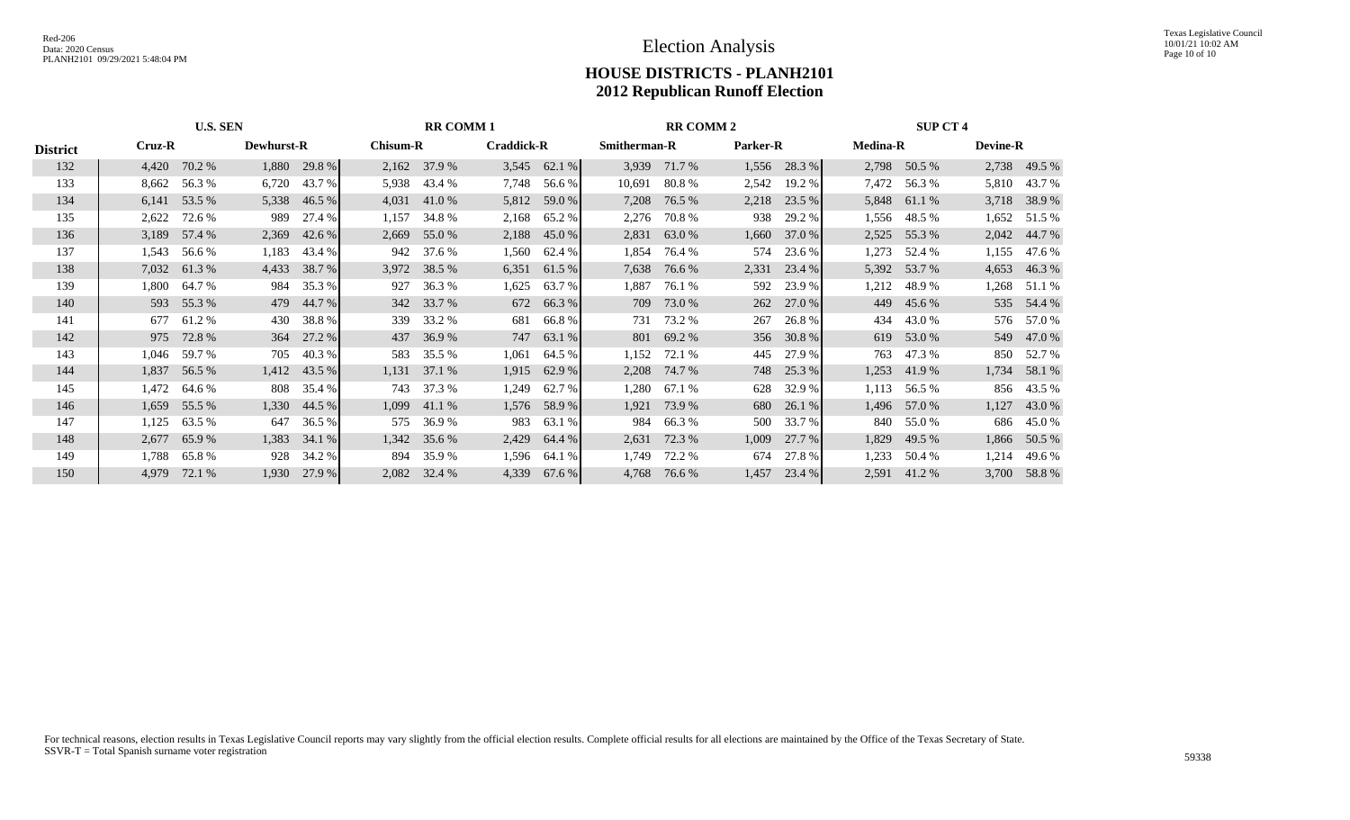# Election Analysis

## HOUSE DISTRICTS - PLANH2101
## 2012 Republican Runoff Election

| | U.S. SEN | | | | RR COMM 1 | | | | RR COMM 2 | | | | SUP CT 4 | | | |
|---|---|---|---|---|---|---|---|---|---|---|---|---|---|---|---|---|
| District | Cruz-R | | Dewhurst-R | | Chisum-R | | Craddick-R | | Smitherman-R | | Parker-R | | Medina-R | | Devine-R | |
| 132 | 4,420 | 70.2 % | 1,880 | 29.8 % | 2,162 | 37.9 % | 3,545 | 62.1 % | 3,939 | 71.7 % | 1,556 | 28.3 % | 2,798 | 50.5 % | 2,738 | 49.5 % |
| 133 | 8,662 | 56.3 % | 6,720 | 43.7 % | 5,938 | 43.4 % | 7,748 | 56.6 % | 10,691 | 80.8 % | 2,542 | 19.2 % | 7,472 | 56.3 % | 5,810 | 43.7 % |
| 134 | 6,141 | 53.5 % | 5,338 | 46.5 % | 4,031 | 41.0 % | 5,812 | 59.0 % | 7,208 | 76.5 % | 2,218 | 23.5 % | 5,848 | 61.1 % | 3,718 | 38.9 % |
| 135 | 2,622 | 72.6 % | 989 | 27.4 % | 1,157 | 34.8 % | 2,168 | 65.2 % | 2,276 | 70.8 % | 938 | 29.2 % | 1,556 | 48.5 % | 1,652 | 51.5 % |
| 136 | 3,189 | 57.4 % | 2,369 | 42.6 % | 2,669 | 55.0 % | 2,188 | 45.0 % | 2,831 | 63.0 % | 1,660 | 37.0 % | 2,525 | 55.3 % | 2,042 | 44.7 % |
| 137 | 1,543 | 56.6 % | 1,183 | 43.4 % | 942 | 37.6 % | 1,560 | 62.4 % | 1,854 | 76.4 % | 574 | 23.6 % | 1,273 | 52.4 % | 1,155 | 47.6 % |
| 138 | 7,032 | 61.3 % | 4,433 | 38.7 % | 3,972 | 38.5 % | 6,351 | 61.5 % | 7,638 | 76.6 % | 2,331 | 23.4 % | 5,392 | 53.7 % | 4,653 | 46.3 % |
| 139 | 1,800 | 64.7 % | 984 | 35.3 % | 927 | 36.3 % | 1,625 | 63.7 % | 1,887 | 76.1 % | 592 | 23.9 % | 1,212 | 48.9 % | 1,268 | 51.1 % |
| 140 | 593 | 55.3 % | 479 | 44.7 % | 342 | 33.7 % | 672 | 66.3 % | 709 | 73.0 % | 262 | 27.0 % | 449 | 45.6 % | 535 | 54.4 % |
| 141 | 677 | 61.2 % | 430 | 38.8 % | 339 | 33.2 % | 681 | 66.8 % | 731 | 73.2 % | 267 | 26.8 % | 434 | 43.0 % | 576 | 57.0 % |
| 142 | 975 | 72.8 % | 364 | 27.2 % | 437 | 36.9 % | 747 | 63.1 % | 801 | 69.2 % | 356 | 30.8 % | 619 | 53.0 % | 549 | 47.0 % |
| 143 | 1,046 | 59.7 % | 705 | 40.3 % | 583 | 35.5 % | 1,061 | 64.5 % | 1,152 | 72.1 % | 445 | 27.9 % | 763 | 47.3 % | 850 | 52.7 % |
| 144 | 1,837 | 56.5 % | 1,412 | 43.5 % | 1,131 | 37.1 % | 1,915 | 62.9 % | 2,208 | 74.7 % | 748 | 25.3 % | 1,253 | 41.9 % | 1,734 | 58.1 % |
| 145 | 1,472 | 64.6 % | 808 | 35.4 % | 743 | 37.3 % | 1,249 | 62.7 % | 1,280 | 67.1 % | 628 | 32.9 % | 1,113 | 56.5 % | 856 | 43.5 % |
| 146 | 1,659 | 55.5 % | 1,330 | 44.5 % | 1,099 | 41.1 % | 1,576 | 58.9 % | 1,921 | 73.9 % | 680 | 26.1 % | 1,496 | 57.0 % | 1,127 | 43.0 % |
| 147 | 1,125 | 63.5 % | 647 | 36.5 % | 575 | 36.9 % | 983 | 63.1 % | 984 | 66.3 % | 500 | 33.7 % | 840 | 55.0 % | 686 | 45.0 % |
| 148 | 2,677 | 65.9 % | 1,383 | 34.1 % | 1,342 | 35.6 % | 2,429 | 64.4 % | 2,631 | 72.3 % | 1,009 | 27.7 % | 1,829 | 49.5 % | 1,866 | 50.5 % |
| 149 | 1,788 | 65.8 % | 928 | 34.2 % | 894 | 35.9 % | 1,596 | 64.1 % | 1,749 | 72.2 % | 674 | 27.8 % | 1,233 | 50.4 % | 1,214 | 49.6 % |
| 150 | 4,979 | 72.1 % | 1,930 | 27.9 % | 2,082 | 32.4 % | 4,339 | 67.6 % | 4,768 | 76.6 % | 1,457 | 23.4 % | 2,591 | 41.2 % | 3,700 | 58.8 % |

For technical reasons, election results in Texas Legislative Council reports may vary slightly from the official election results. Complete official results for all elections are maintained by the Office of the Texas Secretary of State.
SSVR-T = Total Spanish surname voter registration